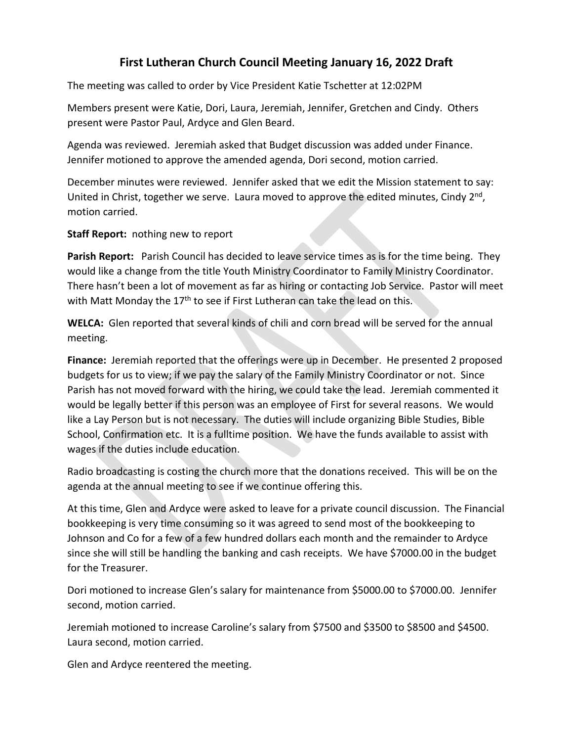# First Lutheran Church Council Meeting January 16, 2022 Draft

The meeting was called to order by Vice President Katie Tschetter at 12:02PM

Members present were Katie, Dori, Laura, Jeremiah, Jennifer, Gretchen and Cindy. Others present were Pastor Paul, Ardyce and Glen Beard.

Agenda was reviewed. Jeremiah asked that Budget discussion was added under Finance. Jennifer motioned to approve the amended agenda, Dori second, motion carried.

December minutes were reviewed. Jennifer asked that we edit the Mission statement to say: United in Christ, together we serve. Laura moved to approve the edited minutes, Cindy 2nd, motion carried.

**Staff Report:** nothing new to report

**Parish Report:** Parish Council has decided to leave service times as is for the time being. They would like a change from the title Youth Ministry Coordinator to Family Ministry Coordinator. There hasn't been a lot of movement as far as hiring or contacting Job Service. Pastor will meet with Matt Monday the 17th to see if First Lutheran can take the lead on this.

**WELCA:** Glen reported that several kinds of chili and corn bread will be served for the annual meeting.

**Finance:** Jeremiah reported that the offerings were up in December. He presented 2 proposed budgets for us to view; if we pay the salary of the Family Ministry Coordinator or not. Since Parish has not moved forward with the hiring, we could take the lead. Jeremiah commented it would be legally better if this person was an employee of First for several reasons. We would like a Lay Person but is not necessary. The duties will include organizing Bible Studies, Bible School, Confirmation etc. It is a fulltime position. We have the funds available to assist with wages if the duties include education.

Radio broadcasting is costing the church more that the donations received. This will be on the agenda at the annual meeting to see if we continue offering this.

At this time, Glen and Ardyce were asked to leave for a private council discussion. The Financial bookkeeping is very time consuming so it was agreed to send most of the bookkeeping to Johnson and Co for a few of a few hundred dollars each month and the remainder to Ardyce since she will still be handling the banking and cash receipts. We have $7000.00 in the budget for the Treasurer.

Dori motioned to increase Glen's salary for maintenance from $5000.00 to $7000.00. Jennifer second, motion carried.

Jeremiah motioned to increase Caroline's salary from $7500 and $3500 to $8500 and $4500. Laura second, motion carried.

Glen and Ardyce reentered the meeting.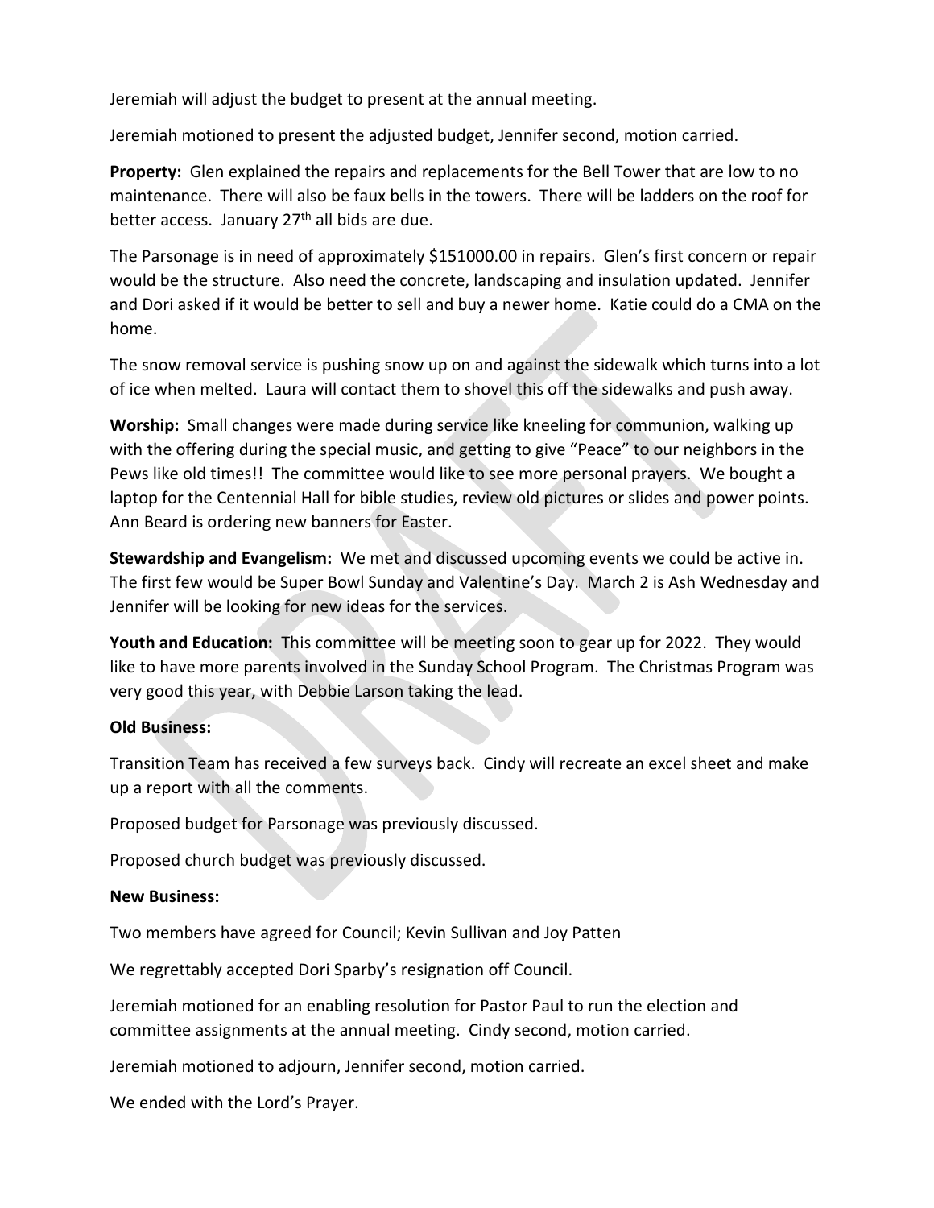Jeremiah will adjust the budget to present at the annual meeting.

Jeremiah motioned to present the adjusted budget, Jennifer second, motion carried.

**Property:** Glen explained the repairs and replacements for the Bell Tower that are low to no maintenance. There will also be faux bells in the towers. There will be ladders on the roof for better access. January 27th all bids are due.

The Parsonage is in need of approximately $151000.00 in repairs. Glen's first concern or repair would be the structure. Also need the concrete, landscaping and insulation updated. Jennifer and Dori asked if it would be better to sell and buy a newer home. Katie could do a CMA on the home.

The snow removal service is pushing snow up on and against the sidewalk which turns into a lot of ice when melted. Laura will contact them to shovel this off the sidewalks and push away.

**Worship:** Small changes were made during service like kneeling for communion, walking up with the offering during the special music, and getting to give "Peace" to our neighbors in the Pews like old times!! The committee would like to see more personal prayers. We bought a laptop for the Centennial Hall for bible studies, review old pictures or slides and power points. Ann Beard is ordering new banners for Easter.

**Stewardship and Evangelism:** We met and discussed upcoming events we could be active in. The first few would be Super Bowl Sunday and Valentine's Day. March 2 is Ash Wednesday and Jennifer will be looking for new ideas for the services.

**Youth and Education:** This committee will be meeting soon to gear up for 2022. They would like to have more parents involved in the Sunday School Program. The Christmas Program was very good this year, with Debbie Larson taking the lead.

**Old Business:**

Transition Team has received a few surveys back. Cindy will recreate an excel sheet and make up a report with all the comments.

Proposed budget for Parsonage was previously discussed.

Proposed church budget was previously discussed.

**New Business:**

Two members have agreed for Council; Kevin Sullivan and Joy Patten

We regrettably accepted Dori Sparby's resignation off Council.

Jeremiah motioned for an enabling resolution for Pastor Paul to run the election and committee assignments at the annual meeting. Cindy second, motion carried.

Jeremiah motioned to adjourn, Jennifer second, motion carried.

We ended with the Lord's Prayer.